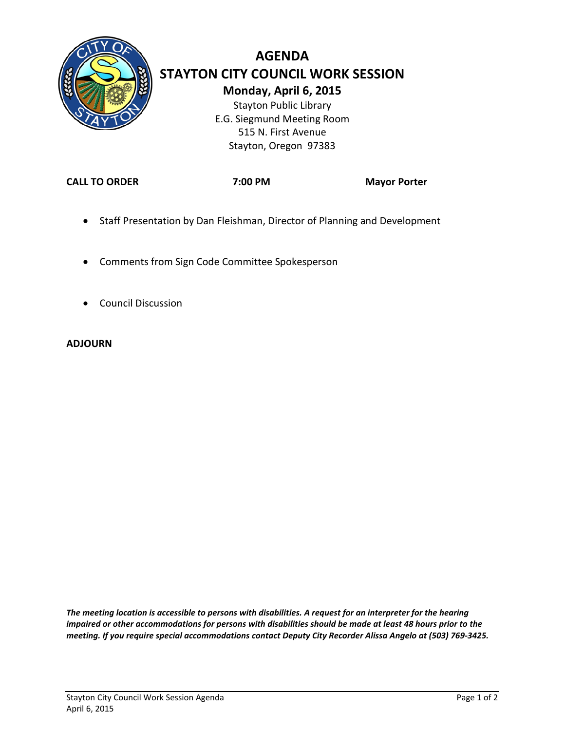# AGENDA

## STAYTON CITY COUNCIL WORK SESSION

**Monday, April 6, 2015**

Stayton Public Library
E.G. Siegmund Meeting Room
515 N. First Avenue
Stayton, Oregon 97383

**CALL TO ORDER** **7:00 PM** **Mayor Porter**

- Staff Presentation by Dan Fleishman, Director of Planning and Development
- Comments from Sign Code Committee Spokesperson
- Council Discussion

**ADJOURN**

***The meeting location is accessible to persons with disabilities. A request for an interpreter for the hearing impaired or other accommodations for persons with disabilities should be made at least 48 hours prior to the meeting. If you require special accommodations contact Deputy City Recorder Alissa Angelo at (503) 769-3425.***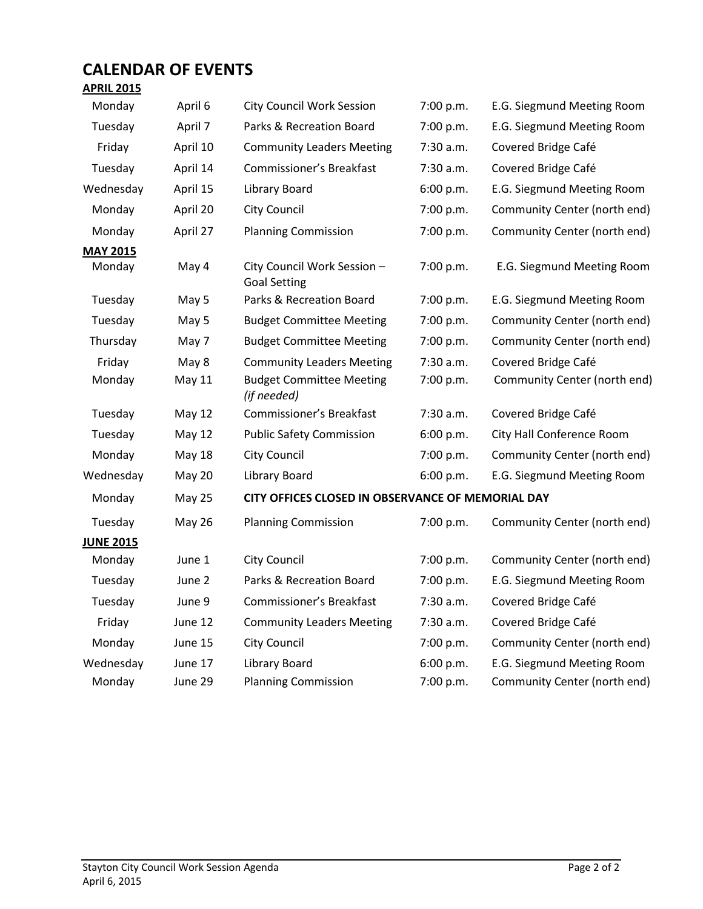# CALENDAR OF EVENTS

**APRIL 2015**

| | | | | |
|---|---|---|---|---|
| Monday | April 6 | City Council Work Session | 7:00 p.m. | E.G. Siegmund Meeting Room |
| Tuesday | April 7 | Parks & Recreation Board | 7:00 p.m. | E.G. Siegmund Meeting Room |
| Friday | April 10 | Community Leaders Meeting | 7:30 a.m. | Covered Bridge Café |
| Tuesday | April 14 | Commissioner's Breakfast | 7:30 a.m. | Covered Bridge Café |
| Wednesday | April 15 | Library Board | 6:00 p.m. | E.G. Siegmund Meeting Room |
| Monday | April 20 | City Council | 7:00 p.m. | Community Center (north end) |
| Monday | April 27 | Planning Commission | 7:00 p.m. | Community Center (north end) |

**MAY 2015**

| | | | | |
|---|---|---|---|---|
| Monday | May 4 | City Council Work Session – Goal Setting | 7:00 p.m. | E.G. Siegmund Meeting Room |
| Tuesday | May 5 | Parks & Recreation Board | 7:00 p.m. | E.G. Siegmund Meeting Room |
| Tuesday | May 5 | Budget Committee Meeting | 7:00 p.m. | Community Center (north end) |
| Thursday | May 7 | Budget Committee Meeting | 7:00 p.m. | Community Center (north end) |
| Friday | May 8 | Community Leaders Meeting | 7:30 a.m. | Covered Bridge Café |
| Monday | May 11 | Budget Committee Meeting *(if needed)* | 7:00 p.m. | Community Center (north end) |
| Tuesday | May 12 | Commissioner's Breakfast | 7:30 a.m. | Covered Bridge Café |
| Tuesday | May 12 | Public Safety Commission | 6:00 p.m. | City Hall Conference Room |
| Monday | May 18 | City Council | 7:00 p.m. | Community Center (north end) |
| Wednesday | May 20 | Library Board | 6:00 p.m. | E.G. Siegmund Meeting Room |
| Monday | May 25 | **CITY OFFICES CLOSED IN OBSERVANCE OF MEMORIAL DAY** | | |
| Tuesday | May 26 | Planning Commission | 7:00 p.m. | Community Center (north end) |

**JUNE 2015**

| | | | | |
|---|---|---|---|---|
| Monday | June 1 | City Council | 7:00 p.m. | Community Center (north end) |
| Tuesday | June 2 | Parks & Recreation Board | 7:00 p.m. | E.G. Siegmund Meeting Room |
| Tuesday | June 9 | Commissioner's Breakfast | 7:30 a.m. | Covered Bridge Café |
| Friday | June 12 | Community Leaders Meeting | 7:30 a.m. | Covered Bridge Café |
| Monday | June 15 | City Council | 7:00 p.m. | Community Center (north end) |
| Wednesday | June 17 | Library Board | 6:00 p.m. | E.G. Siegmund Meeting Room |
| Monday | June 29 | Planning Commission | 7:00 p.m. | Community Center (north end) |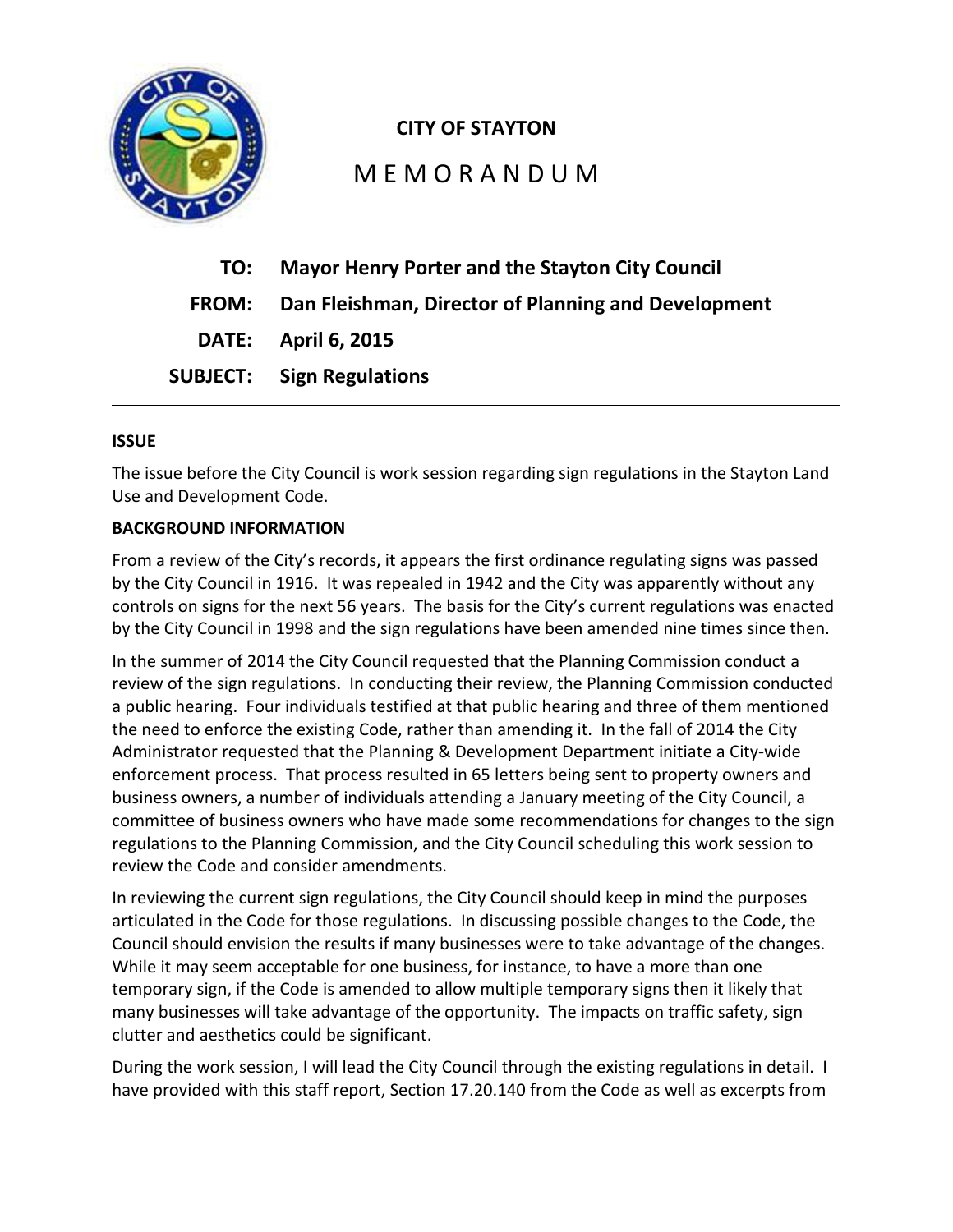# CITY OF STAYTON

## M E M O R A N D U M

**TO:** **Mayor Henry Porter and the Stayton City Council**

**FROM:** **Dan Fleishman, Director of Planning and Development**

**DATE:** **April 6, 2015**

**SUBJECT:** **Sign Regulations**

---

**ISSUE**

The issue before the City Council is work session regarding sign regulations in the Stayton Land Use and Development Code.

**BACKGROUND INFORMATION**

From a review of the City's records, it appears the first ordinance regulating signs was passed by the City Council in 1916. It was repealed in 1942 and the City was apparently without any controls on signs for the next 56 years. The basis for the City's current regulations was enacted by the City Council in 1998 and the sign regulations have been amended nine times since then.

In the summer of 2014 the City Council requested that the Planning Commission conduct a review of the sign regulations. In conducting their review, the Planning Commission conducted a public hearing. Four individuals testified at that public hearing and three of them mentioned the need to enforce the existing Code, rather than amending it. In the fall of 2014 the City Administrator requested that the Planning & Development Department initiate a City-wide enforcement process. That process resulted in 65 letters being sent to property owners and business owners, a number of individuals attending a January meeting of the City Council, a committee of business owners who have made some recommendations for changes to the sign regulations to the Planning Commission, and the City Council scheduling this work session to review the Code and consider amendments.

In reviewing the current sign regulations, the City Council should keep in mind the purposes articulated in the Code for those regulations. In discussing possible changes to the Code, the Council should envision the results if many businesses were to take advantage of the changes. While it may seem acceptable for one business, for instance, to have a more than one temporary sign, if the Code is amended to allow multiple temporary signs then it likely that many businesses will take advantage of the opportunity. The impacts on traffic safety, sign clutter and aesthetics could be significant.

During the work session, I will lead the City Council through the existing regulations in detail. I have provided with this staff report, Section 17.20.140 from the Code as well as excerpts from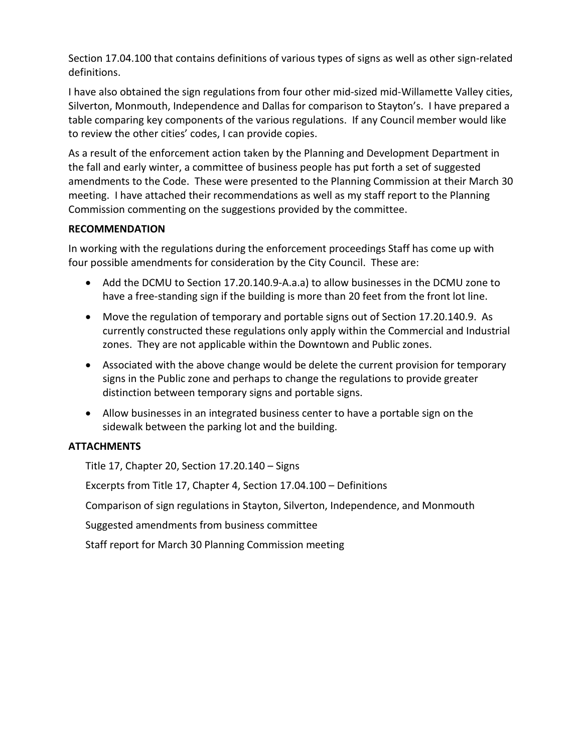Section 17.04.100 that contains definitions of various types of signs as well as other sign-related definitions.

I have also obtained the sign regulations from four other mid-sized mid-Willamette Valley cities, Silverton, Monmouth, Independence and Dallas for comparison to Stayton's. I have prepared a table comparing key components of the various regulations. If any Council member would like to review the other cities' codes, I can provide copies.

As a result of the enforcement action taken by the Planning and Development Department in the fall and early winter, a committee of business people has put forth a set of suggested amendments to the Code. These were presented to the Planning Commission at their March 30 meeting. I have attached their recommendations as well as my staff report to the Planning Commission commenting on the suggestions provided by the committee.

**RECOMMENDATION**

In working with the regulations during the enforcement proceedings Staff has come up with four possible amendments for consideration by the City Council. These are:

- Add the DCMU to Section 17.20.140.9-A.a.a) to allow businesses in the DCMU zone to have a free-standing sign if the building is more than 20 feet from the front lot line.
- Move the regulation of temporary and portable signs out of Section 17.20.140.9. As currently constructed these regulations only apply within the Commercial and Industrial zones. They are not applicable within the Downtown and Public zones.
- Associated with the above change would be delete the current provision for temporary signs in the Public zone and perhaps to change the regulations to provide greater distinction between temporary signs and portable signs.
- Allow businesses in an integrated business center to have a portable sign on the sidewalk between the parking lot and the building.

**ATTACHMENTS**

Title 17, Chapter 20, Section 17.20.140 – Signs

Excerpts from Title 17, Chapter 4, Section 17.04.100 – Definitions

Comparison of sign regulations in Stayton, Silverton, Independence, and Monmouth

Suggested amendments from business committee

Staff report for March 30 Planning Commission meeting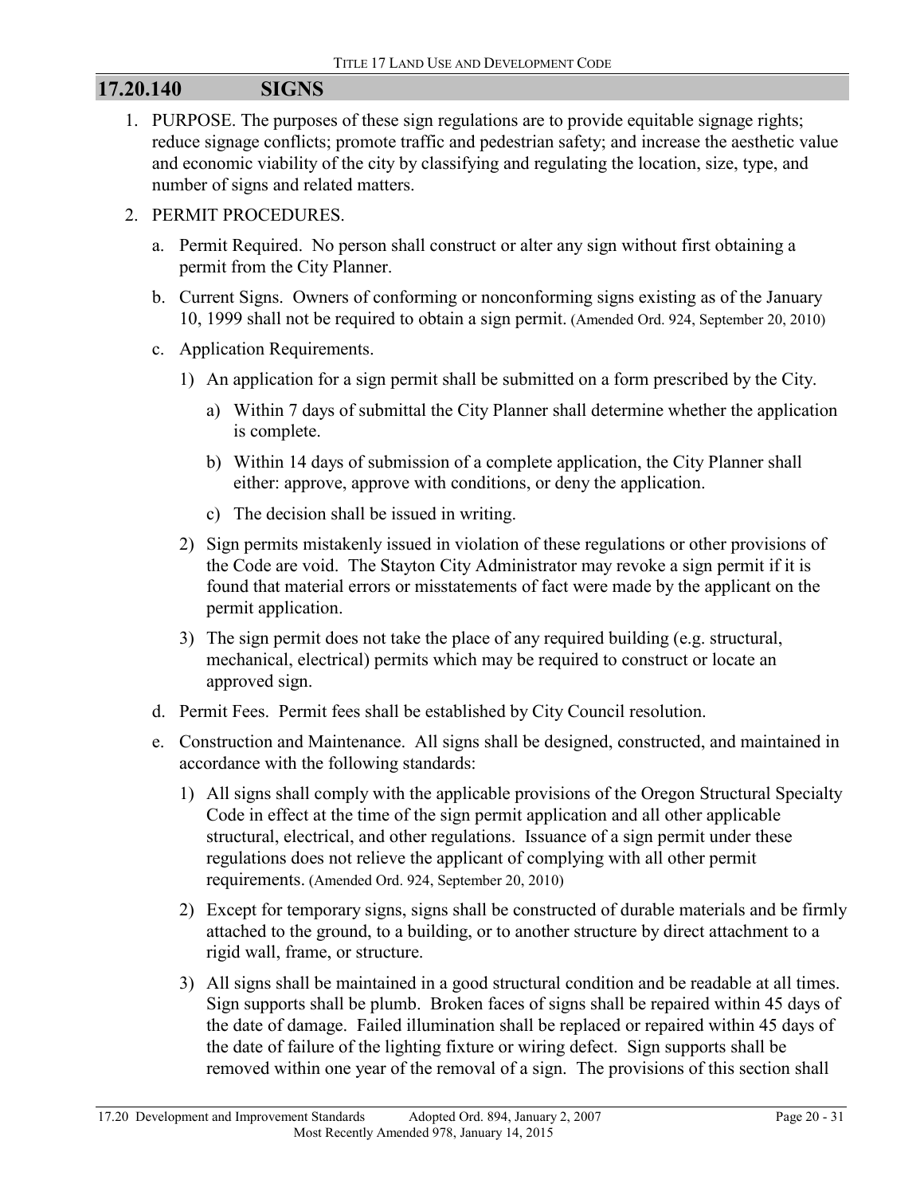## 17.20.140 SIGNS

1. PURPOSE. The purposes of these sign regulations are to provide equitable signage rights; reduce signage conflicts; promote traffic and pedestrian safety; and increase the aesthetic value and economic viability of the city by classifying and regulating the location, size, type, and number of signs and related matters.

2. PERMIT PROCEDURES.

   a. Permit Required. No person shall construct or alter any sign without first obtaining a permit from the City Planner.

   b. Current Signs. Owners of conforming or nonconforming signs existing as of the January 10, 1999 shall not be required to obtain a sign permit. (Amended Ord. 924, September 20, 2010)

   c. Application Requirements.

      1) An application for a sign permit shall be submitted on a form prescribed by the City.

         a) Within 7 days of submittal the City Planner shall determine whether the application is complete.

         b) Within 14 days of submission of a complete application, the City Planner shall either: approve, approve with conditions, or deny the application.

         c) The decision shall be issued in writing.

      2) Sign permits mistakenly issued in violation of these regulations or other provisions of the Code are void. The Stayton City Administrator may revoke a sign permit if it is found that material errors or misstatements of fact were made by the applicant on the permit application.

      3) The sign permit does not take the place of any required building (e.g. structural, mechanical, electrical) permits which may be required to construct or locate an approved sign.

   d. Permit Fees. Permit fees shall be established by City Council resolution.

   e. Construction and Maintenance. All signs shall be designed, constructed, and maintained in accordance with the following standards:

      1) All signs shall comply with the applicable provisions of the Oregon Structural Specialty Code in effect at the time of the sign permit application and all other applicable structural, electrical, and other regulations. Issuance of a sign permit under these regulations does not relieve the applicant of complying with all other permit requirements. (Amended Ord. 924, September 20, 2010)

      2) Except for temporary signs, signs shall be constructed of durable materials and be firmly attached to the ground, to a building, or to another structure by direct attachment to a rigid wall, frame, or structure.

      3) All signs shall be maintained in a good structural condition and be readable at all times. Sign supports shall be plumb. Broken faces of signs shall be repaired within 45 days of the date of damage. Failed illumination shall be replaced or repaired within 45 days of the date of failure of the lighting fixture or wiring defect. Sign supports shall be removed within one year of the removal of a sign. The provisions of this section shall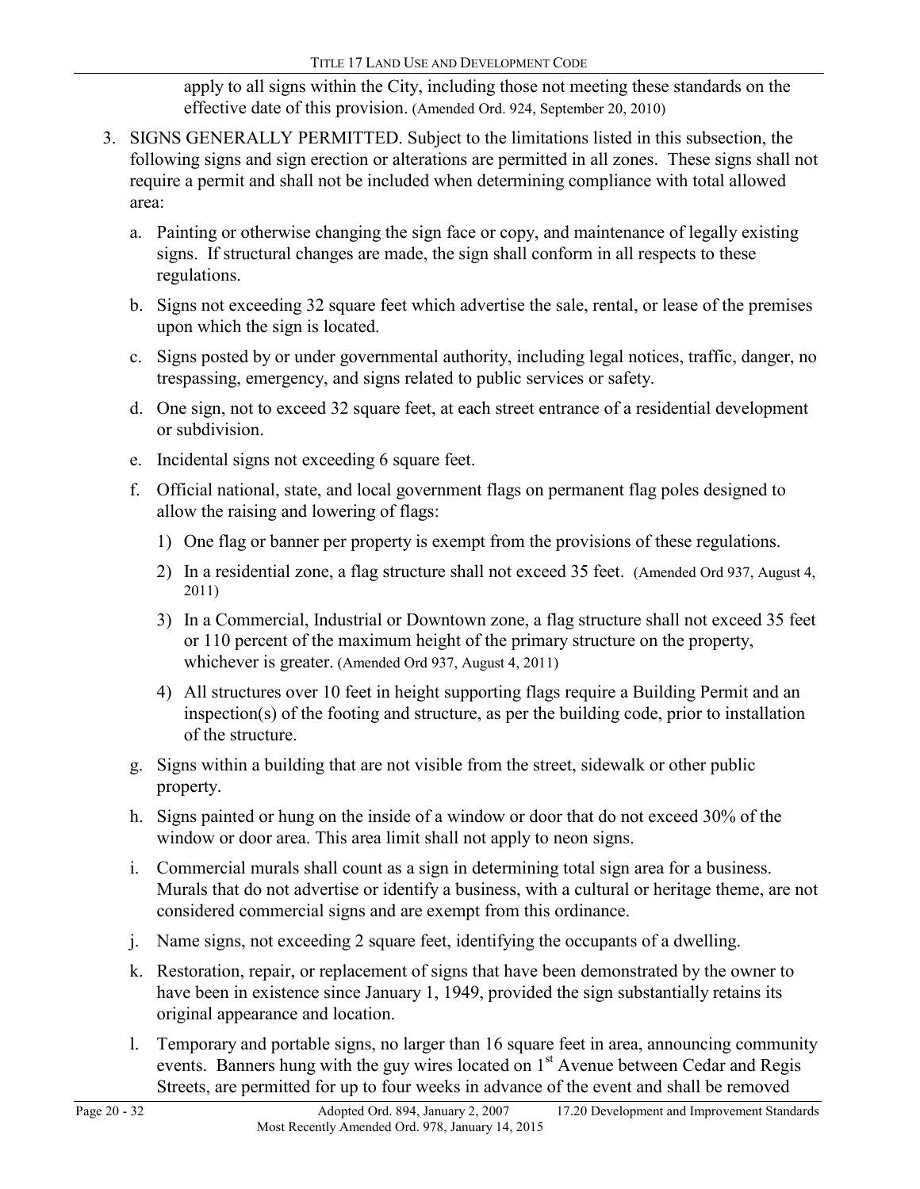apply to all signs within the City, including those not meeting these standards on the effective date of this provision. (Amended Ord. 924, September 20, 2010)

3. SIGNS GENERALLY PERMITTED. Subject to the limitations listed in this subsection, the following signs and sign erection or alterations are permitted in all zones. These signs shall not require a permit and shall not be included when determining compliance with total allowed area:

   a. Painting or otherwise changing the sign face or copy, and maintenance of legally existing signs. If structural changes are made, the sign shall conform in all respects to these regulations.

   b. Signs not exceeding 32 square feet which advertise the sale, rental, or lease of the premises upon which the sign is located.

   c. Signs posted by or under governmental authority, including legal notices, traffic, danger, no trespassing, emergency, and signs related to public services or safety.

   d. One sign, not to exceed 32 square feet, at each street entrance of a residential development or subdivision.

   e. Incidental signs not exceeding 6 square feet.

   f. Official national, state, and local government flags on permanent flag poles designed to allow the raising and lowering of flags:

      1) One flag or banner per property is exempt from the provisions of these regulations.

      2) In a residential zone, a flag structure shall not exceed 35 feet. (Amended Ord 937, August 4, 2011)

      3) In a Commercial, Industrial or Downtown zone, a flag structure shall not exceed 35 feet or 110 percent of the maximum height of the primary structure on the property, whichever is greater. (Amended Ord 937, August 4, 2011)

      4) All structures over 10 feet in height supporting flags require a Building Permit and an inspection(s) of the footing and structure, as per the building code, prior to installation of the structure.

   g. Signs within a building that are not visible from the street, sidewalk or other public property.

   h. Signs painted or hung on the inside of a window or door that do not exceed 30% of the window or door area. This area limit shall not apply to neon signs.

   i. Commercial murals shall count as a sign in determining total sign area for a business. Murals that do not advertise or identify a business, with a cultural or heritage theme, are not considered commercial signs and are exempt from this ordinance.

   j. Name signs, not exceeding 2 square feet, identifying the occupants of a dwelling.

   k. Restoration, repair, or replacement of signs that have been demonstrated by the owner to have been in existence since January 1, 1949, provided the sign substantially retains its original appearance and location.

   l. Temporary and portable signs, no larger than 16 square feet in area, announcing community events. Banners hung with the guy wires located on 1st Avenue between Cedar and Regis Streets, are permitted for up to four weeks in advance of the event and shall be removed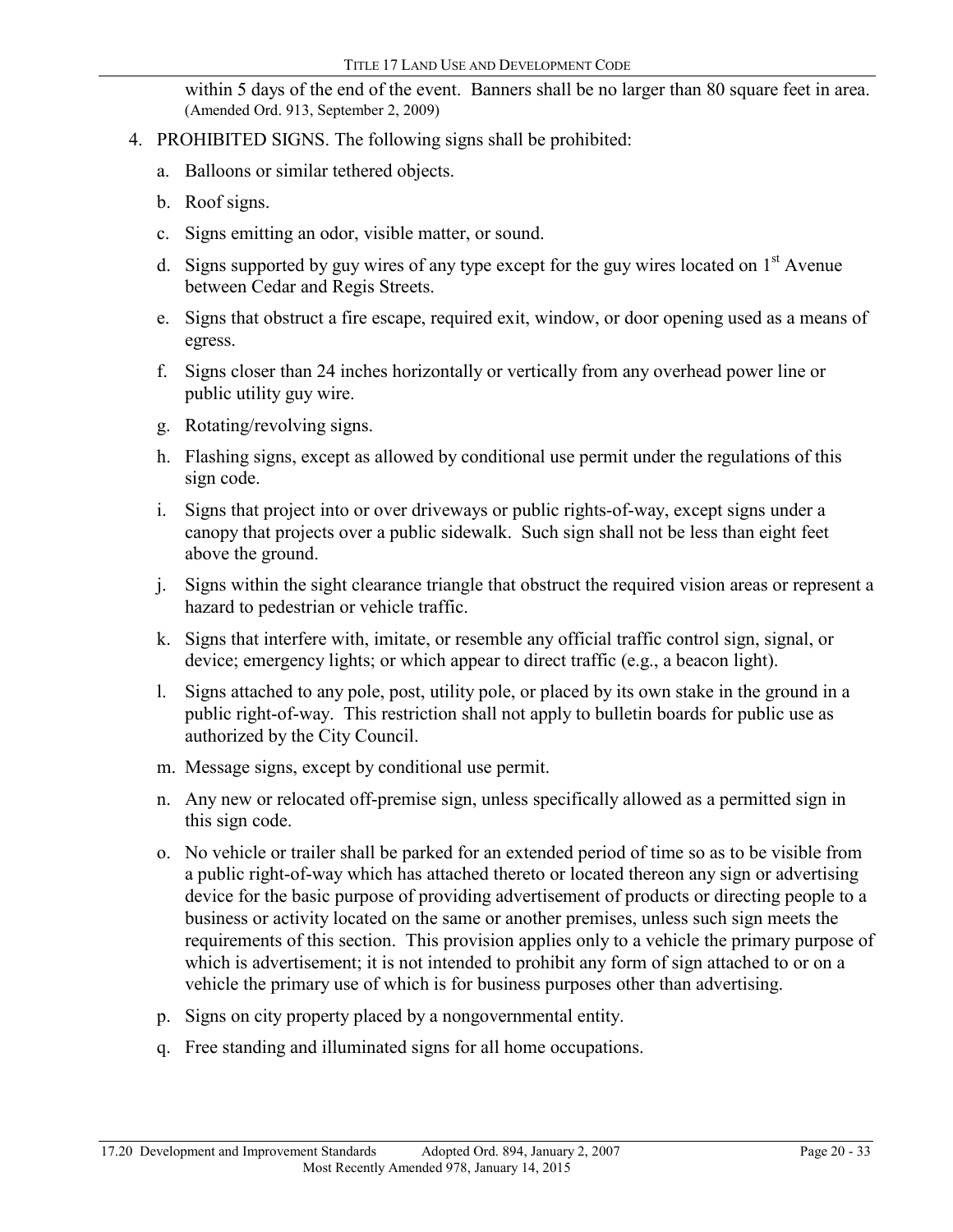within 5 days of the end of the event. Banners shall be no larger than 80 square feet in area. (Amended Ord. 913, September 2, 2009)

4. PROHIBITED SIGNS. The following signs shall be prohibited:

   a. Balloons or similar tethered objects.

   b. Roof signs.

   c. Signs emitting an odor, visible matter, or sound.

   d. Signs supported by guy wires of any type except for the guy wires located on 1st Avenue between Cedar and Regis Streets.

   e. Signs that obstruct a fire escape, required exit, window, or door opening used as a means of egress.

   f. Signs closer than 24 inches horizontally or vertically from any overhead power line or public utility guy wire.

   g. Rotating/revolving signs.

   h. Flashing signs, except as allowed by conditional use permit under the regulations of this sign code.

   i. Signs that project into or over driveways or public rights-of-way, except signs under a canopy that projects over a public sidewalk. Such sign shall not be less than eight feet above the ground.

   j. Signs within the sight clearance triangle that obstruct the required vision areas or represent a hazard to pedestrian or vehicle traffic.

   k. Signs that interfere with, imitate, or resemble any official traffic control sign, signal, or device; emergency lights; or which appear to direct traffic (e.g., a beacon light).

   l. Signs attached to any pole, post, utility pole, or placed by its own stake in the ground in a public right-of-way. This restriction shall not apply to bulletin boards for public use as authorized by the City Council.

   m. Message signs, except by conditional use permit.

   n. Any new or relocated off-premise sign, unless specifically allowed as a permitted sign in this sign code.

   o. No vehicle or trailer shall be parked for an extended period of time so as to be visible from a public right-of-way which has attached thereto or located thereon any sign or advertising device for the basic purpose of providing advertisement of products or directing people to a business or activity located on the same or another premises, unless such sign meets the requirements of this section. This provision applies only to a vehicle the primary purpose of which is advertisement; it is not intended to prohibit any form of sign attached to or on a vehicle the primary use of which is for business purposes other than advertising.

   p. Signs on city property placed by a nongovernmental entity.

   q. Free standing and illuminated signs for all home occupations.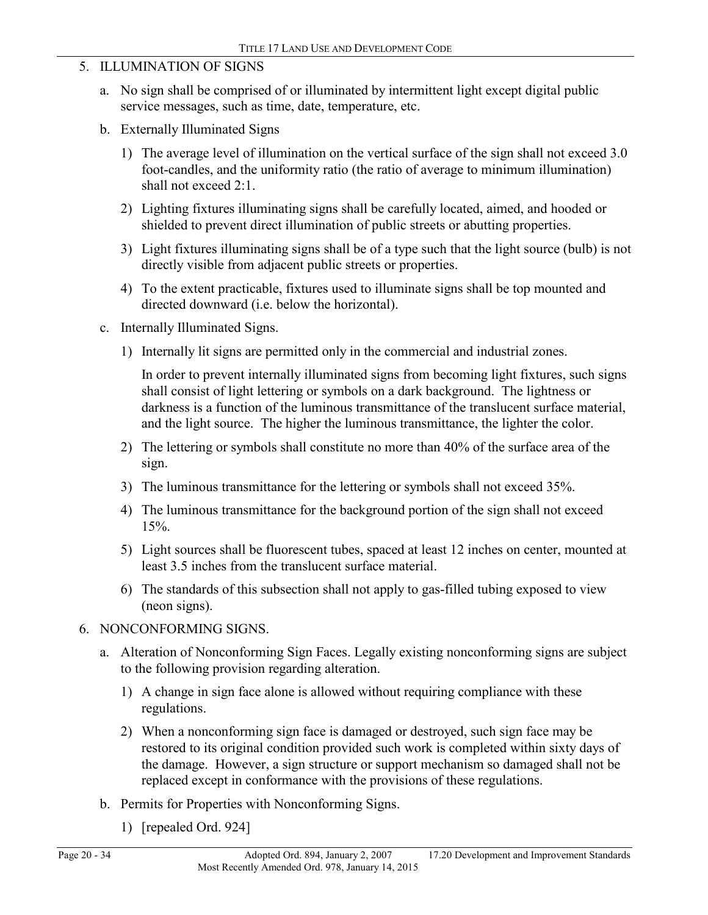5. ILLUMINATION OF SIGNS

   a. No sign shall be comprised of or illuminated by intermittent light except digital public service messages, such as time, date, temperature, etc.

   b. Externally Illuminated Signs

      1) The average level of illumination on the vertical surface of the sign shall not exceed 3.0 foot-candles, and the uniformity ratio (the ratio of average to minimum illumination) shall not exceed 2:1.

      2) Lighting fixtures illuminating signs shall be carefully located, aimed, and hooded or shielded to prevent direct illumination of public streets or abutting properties.

      3) Light fixtures illuminating signs shall be of a type such that the light source (bulb) is not directly visible from adjacent public streets or properties.

      4) To the extent practicable, fixtures used to illuminate signs shall be top mounted and directed downward (i.e. below the horizontal).

   c. Internally Illuminated Signs.

      1) Internally lit signs are permitted only in the commercial and industrial zones.

         In order to prevent internally illuminated signs from becoming light fixtures, such signs shall consist of light lettering or symbols on a dark background. The lightness or darkness is a function of the luminous transmittance of the translucent surface material, and the light source. The higher the luminous transmittance, the lighter the color.

      2) The lettering or symbols shall constitute no more than 40% of the surface area of the sign.

      3) The luminous transmittance for the lettering or symbols shall not exceed 35%.

      4) The luminous transmittance for the background portion of the sign shall not exceed 15%.

      5) Light sources shall be fluorescent tubes, spaced at least 12 inches on center, mounted at least 3.5 inches from the translucent surface material.

      6) The standards of this subsection shall not apply to gas-filled tubing exposed to view (neon signs).

6. NONCONFORMING SIGNS.

   a. Alteration of Nonconforming Sign Faces. Legally existing nonconforming signs are subject to the following provision regarding alteration.

      1) A change in sign face alone is allowed without requiring compliance with these regulations.

      2) When a nonconforming sign face is damaged or destroyed, such sign face may be restored to its original condition provided such work is completed within sixty days of the damage. However, a sign structure or support mechanism so damaged shall not be replaced except in conformance with the provisions of these regulations.

   b. Permits for Properties with Nonconforming Signs.

      1) [repealed Ord. 924]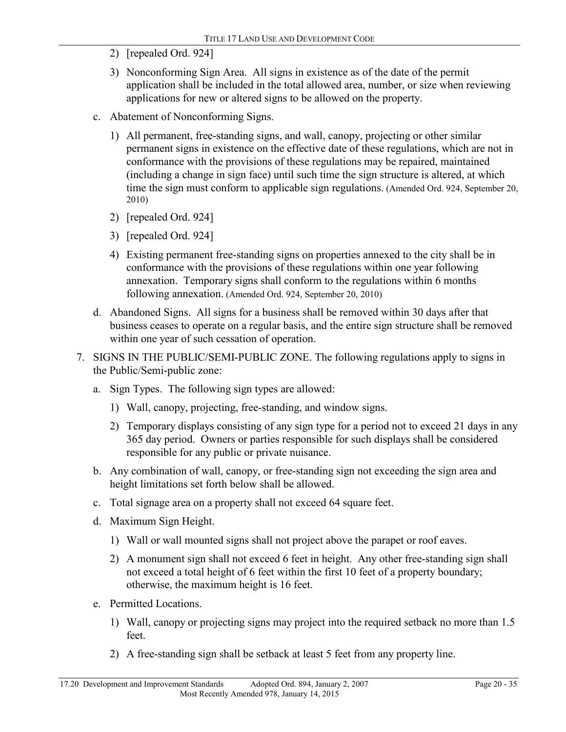2) [repealed Ord. 924]

3) Nonconforming Sign Area. All signs in existence as of the date of the permit application shall be included in the total allowed area, number, or size when reviewing applications for new or altered signs to be allowed on the property.

c. Abatement of Nonconforming Signs.

1) All permanent, free-standing signs, and wall, canopy, projecting or other similar permanent signs in existence on the effective date of these regulations, which are not in conformance with the provisions of these regulations may be repaired, maintained (including a change in sign face) until such time the sign structure is altered, at which time the sign must conform to applicable sign regulations. (Amended Ord. 924, September 20, 2010)

2) [repealed Ord. 924]

3) [repealed Ord. 924]

4) Existing permanent free-standing signs on properties annexed to the city shall be in conformance with the provisions of these regulations within one year following annexation. Temporary signs shall conform to the regulations within 6 months following annexation. (Amended Ord. 924, September 20, 2010)

d. Abandoned Signs. All signs for a business shall be removed within 30 days after that business ceases to operate on a regular basis, and the entire sign structure shall be removed within one year of such cessation of operation.

7. SIGNS IN THE PUBLIC/SEMI-PUBLIC ZONE. The following regulations apply to signs in the Public/Semi-public zone:

a. Sign Types. The following sign types are allowed:

1) Wall, canopy, projecting, free-standing, and window signs.

2) Temporary displays consisting of any sign type for a period not to exceed 21 days in any 365 day period. Owners or parties responsible for such displays shall be considered responsible for any public or private nuisance.

b. Any combination of wall, canopy, or free-standing sign not exceeding the sign area and height limitations set forth below shall be allowed.

c. Total signage area on a property shall not exceed 64 square feet.

d. Maximum Sign Height.

1) Wall or wall mounted signs shall not project above the parapet or roof eaves.

2) A monument sign shall not exceed 6 feet in height. Any other free-standing sign shall not exceed a total height of 6 feet within the first 10 feet of a property boundary; otherwise, the maximum height is 16 feet.

e. Permitted Locations.

1) Wall, canopy or projecting signs may project into the required setback no more than 1.5 feet.

2) A free-standing sign shall be setback at least 5 feet from any property line.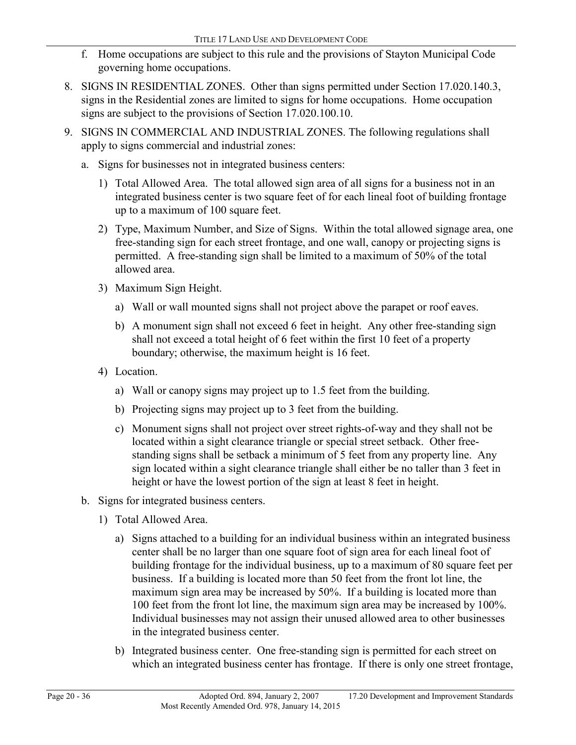f. Home occupations are subject to this rule and the provisions of Stayton Municipal Code governing home occupations.

8. SIGNS IN RESIDENTIAL ZONES. Other than signs permitted under Section 17.020.140.3, signs in the Residential zones are limited to signs for home occupations. Home occupation signs are subject to the provisions of Section 17.020.100.10.

9. SIGNS IN COMMERCIAL AND INDUSTRIAL ZONES. The following regulations shall apply to signs commercial and industrial zones:

   a. Signs for businesses not in integrated business centers:

      1) Total Allowed Area. The total allowed sign area of all signs for a business not in an integrated business center is two square feet of for each lineal foot of building frontage up to a maximum of 100 square feet.

      2) Type, Maximum Number, and Size of Signs. Within the total allowed signage area, one free-standing sign for each street frontage, and one wall, canopy or projecting signs is permitted. A free-standing sign shall be limited to a maximum of 50% of the total allowed area.

      3) Maximum Sign Height.

         a) Wall or wall mounted signs shall not project above the parapet or roof eaves.

         b) A monument sign shall not exceed 6 feet in height. Any other free-standing sign shall not exceed a total height of 6 feet within the first 10 feet of a property boundary; otherwise, the maximum height is 16 feet.

      4) Location.

         a) Wall or canopy signs may project up to 1.5 feet from the building.

         b) Projecting signs may project up to 3 feet from the building.

         c) Monument signs shall not project over street rights-of-way and they shall not be located within a sight clearance triangle or special street setback. Other free-standing signs shall be setback a minimum of 5 feet from any property line. Any sign located within a sight clearance triangle shall either be no taller than 3 feet in height or have the lowest portion of the sign at least 8 feet in height.

   b. Signs for integrated business centers.

      1) Total Allowed Area.

         a) Signs attached to a building for an individual business within an integrated business center shall be no larger than one square foot of sign area for each lineal foot of building frontage for the individual business, up to a maximum of 80 square feet per business. If a building is located more than 50 feet from the front lot line, the maximum sign area may be increased by 50%. If a building is located more than 100 feet from the front lot line, the maximum sign area may be increased by 100%. Individual businesses may not assign their unused allowed area to other businesses in the integrated business center.

         b) Integrated business center. One free-standing sign is permitted for each street on which an integrated business center has frontage. If there is only one street frontage,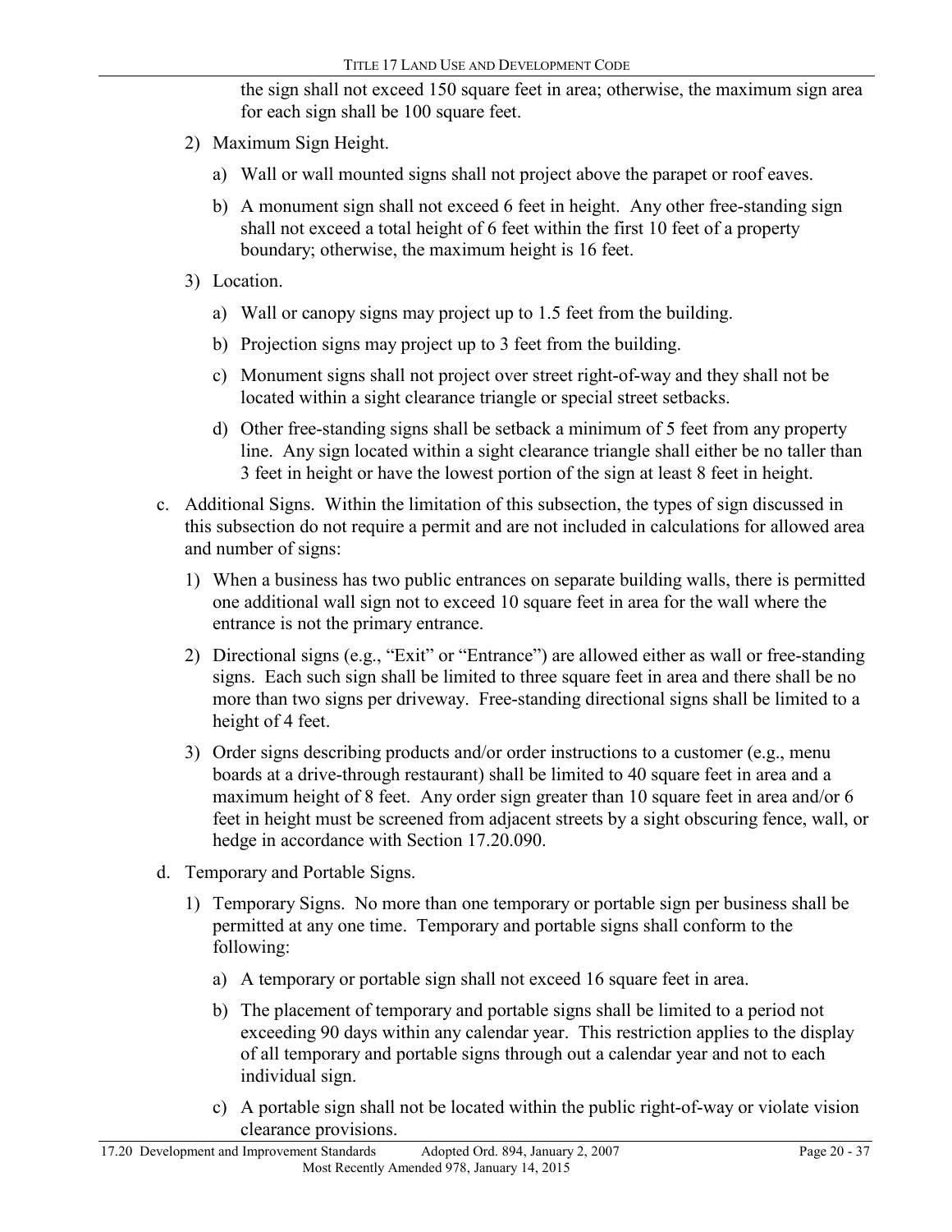the sign shall not exceed 150 square feet in area; otherwise, the maximum sign area for each sign shall be 100 square feet.

2) Maximum Sign Height.

   a) Wall or wall mounted signs shall not project above the parapet or roof eaves.

   b) A monument sign shall not exceed 6 feet in height. Any other free-standing sign shall not exceed a total height of 6 feet within the first 10 feet of a property boundary; otherwise, the maximum height is 16 feet.

3) Location.

   a) Wall or canopy signs may project up to 1.5 feet from the building.

   b) Projection signs may project up to 3 feet from the building.

   c) Monument signs shall not project over street right-of-way and they shall not be located within a sight clearance triangle or special street setbacks.

   d) Other free-standing signs shall be setback a minimum of 5 feet from any property line. Any sign located within a sight clearance triangle shall either be no taller than 3 feet in height or have the lowest portion of the sign at least 8 feet in height.

c. Additional Signs. Within the limitation of this subsection, the types of sign discussed in this subsection do not require a permit and are not included in calculations for allowed area and number of signs:

   1) When a business has two public entrances on separate building walls, there is permitted one additional wall sign not to exceed 10 square feet in area for the wall where the entrance is not the primary entrance.

   2) Directional signs (e.g., "Exit" or "Entrance") are allowed either as wall or free-standing signs. Each such sign shall be limited to three square feet in area and there shall be no more than two signs per driveway. Free-standing directional signs shall be limited to a height of 4 feet.

   3) Order signs describing products and/or order instructions to a customer (e.g., menu boards at a drive-through restaurant) shall be limited to 40 square feet in area and a maximum height of 8 feet. Any order sign greater than 10 square feet in area and/or 6 feet in height must be screened from adjacent streets by a sight obscuring fence, wall, or hedge in accordance with Section 17.20.090.

d. Temporary and Portable Signs.

   1) Temporary Signs. No more than one temporary or portable sign per business shall be permitted at any one time. Temporary and portable signs shall conform to the following:

      a) A temporary or portable sign shall not exceed 16 square feet in area.

      b) The placement of temporary and portable signs shall be limited to a period not exceeding 90 days within any calendar year. This restriction applies to the display of all temporary and portable signs through out a calendar year and not to each individual sign.

      c) A portable sign shall not be located within the public right-of-way or violate vision clearance provisions.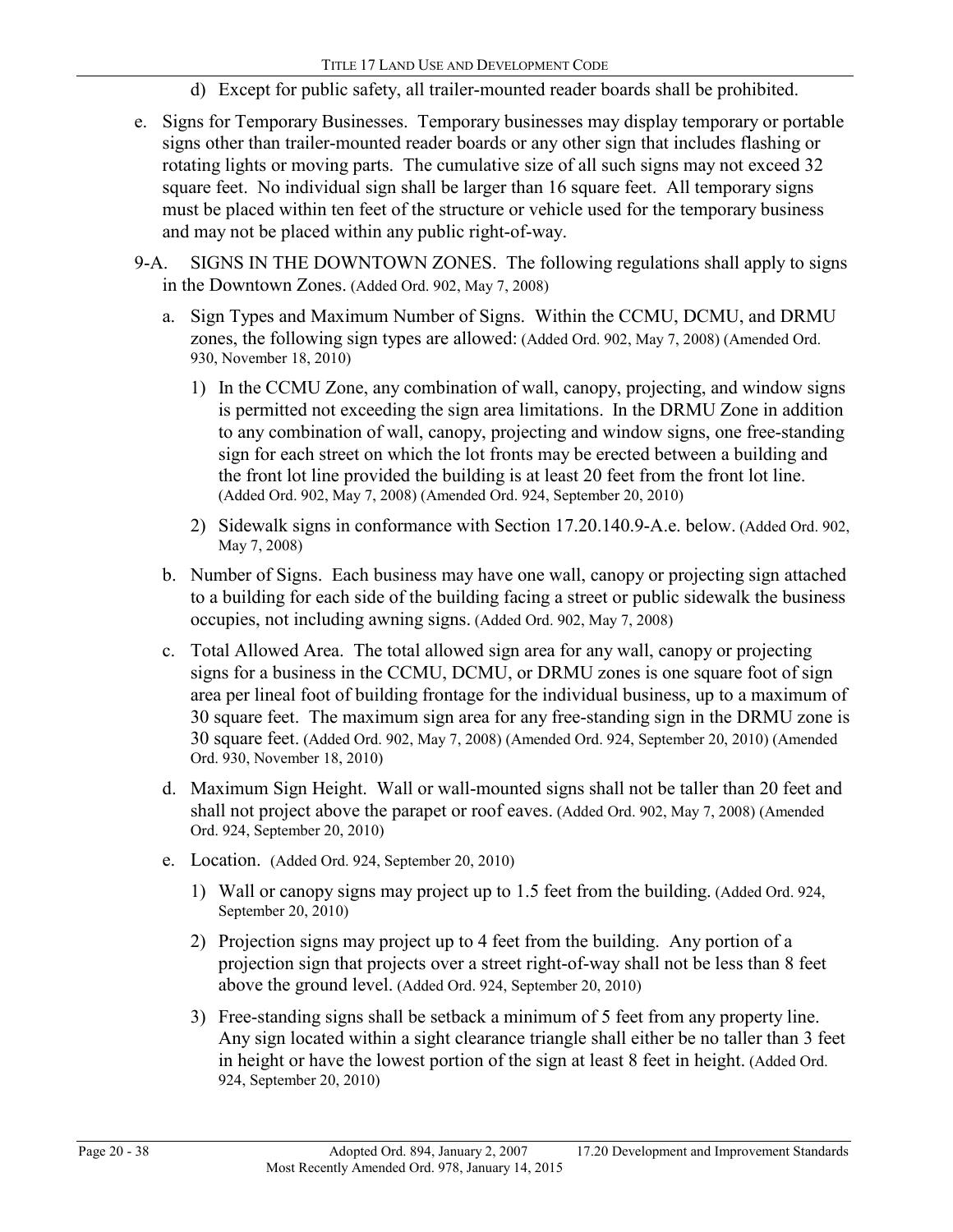d) Except for public safety, all trailer-mounted reader boards shall be prohibited.

e. Signs for Temporary Businesses. Temporary businesses may display temporary or portable signs other than trailer-mounted reader boards or any other sign that includes flashing or rotating lights or moving parts. The cumulative size of all such signs may not exceed 32 square feet. No individual sign shall be larger than 16 square feet. All temporary signs must be placed within ten feet of the structure or vehicle used for the temporary business and may not be placed within any public right-of-way.

9-A. SIGNS IN THE DOWNTOWN ZONES. The following regulations shall apply to signs in the Downtown Zones. (Added Ord. 902, May 7, 2008)

a. Sign Types and Maximum Number of Signs. Within the CCMU, DCMU, and DRMU zones, the following sign types are allowed: (Added Ord. 902, May 7, 2008) (Amended Ord. 930, November 18, 2010)

1) In the CCMU Zone, any combination of wall, canopy, projecting, and window signs is permitted not exceeding the sign area limitations. In the DRMU Zone in addition to any combination of wall, canopy, projecting and window signs, one free-standing sign for each street on which the lot fronts may be erected between a building and the front lot line provided the building is at least 20 feet from the front lot line. (Added Ord. 902, May 7, 2008) (Amended Ord. 924, September 20, 2010)

2) Sidewalk signs in conformance with Section 17.20.140.9-A.e. below. (Added Ord. 902, May 7, 2008)

b. Number of Signs. Each business may have one wall, canopy or projecting sign attached to a building for each side of the building facing a street or public sidewalk the business occupies, not including awning signs. (Added Ord. 902, May 7, 2008)

c. Total Allowed Area. The total allowed sign area for any wall, canopy or projecting signs for a business in the CCMU, DCMU, or DRMU zones is one square foot of sign area per lineal foot of building frontage for the individual business, up to a maximum of 30 square feet. The maximum sign area for any free-standing sign in the DRMU zone is 30 square feet. (Added Ord. 902, May 7, 2008) (Amended Ord. 924, September 20, 2010) (Amended Ord. 930, November 18, 2010)

d. Maximum Sign Height. Wall or wall-mounted signs shall not be taller than 20 feet and shall not project above the parapet or roof eaves. (Added Ord. 902, May 7, 2008) (Amended Ord. 924, September 20, 2010)

e. Location. (Added Ord. 924, September 20, 2010)

1) Wall or canopy signs may project up to 1.5 feet from the building. (Added Ord. 924, September 20, 2010)

2) Projection signs may project up to 4 feet from the building. Any portion of a projection sign that projects over a street right-of-way shall not be less than 8 feet above the ground level. (Added Ord. 924, September 20, 2010)

3) Free-standing signs shall be setback a minimum of 5 feet from any property line. Any sign located within a sight clearance triangle shall either be no taller than 3 feet in height or have the lowest portion of the sign at least 8 feet in height. (Added Ord. 924, September 20, 2010)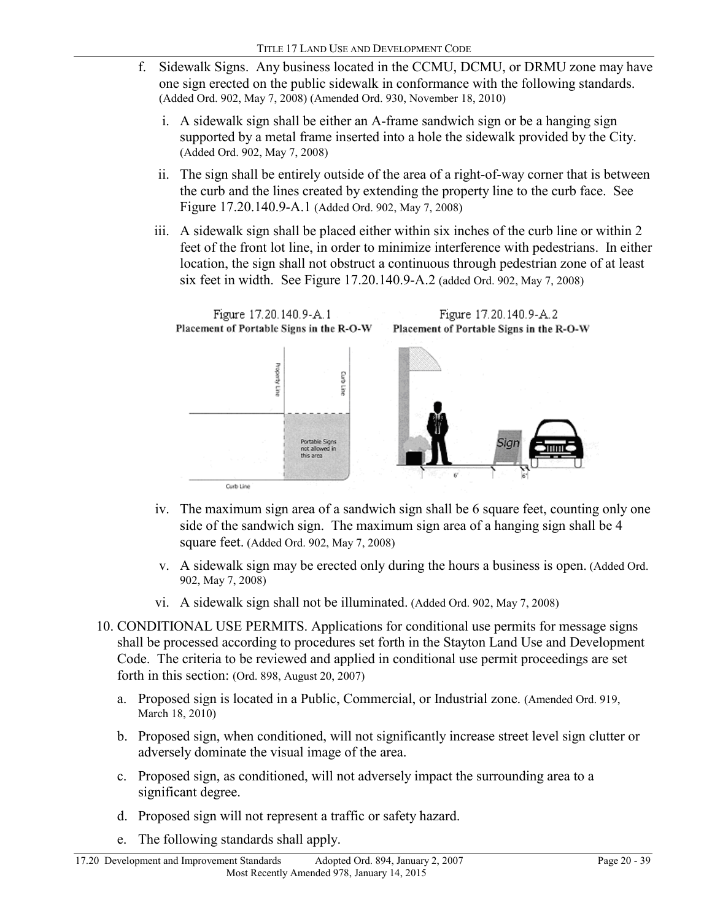f. Sidewalk Signs. Any business located in the CCMU, DCMU, or DRMU zone may have one sign erected on the public sidewalk in conformance with the following standards. (Added Ord. 902, May 7, 2008) (Amended Ord. 930, November 18, 2010)

   i. A sidewalk sign shall be either an A-frame sandwich sign or be a hanging sign supported by a metal frame inserted into a hole the sidewalk provided by the City. (Added Ord. 902, May 7, 2008)

   ii. The sign shall be entirely outside of the area of a right-of-way corner that is between the curb and the lines created by extending the property line to the curb face. See Figure 17.20.140.9-A.1 (Added Ord. 902, May 7, 2008)

   iii. A sidewalk sign shall be placed either within six inches of the curb line or within 2 feet of the front lot line, in order to minimize interference with pedestrians. In either location, the sign shall not obstruct a continuous through pedestrian zone of at least six feet in width. See Figure 17.20.140.9-A.2 (added Ord. 902, May 7, 2008)

Figure 17.20.140.9-A.1
**Placement of Portable Signs in the R-O-W**

Figure 17.20.140.9-A.2
**Placement of Portable Signs in the R-O-W**

   iv. The maximum sign area of a sandwich sign shall be 6 square feet, counting only one side of the sandwich sign. The maximum sign area of a hanging sign shall be 4 square feet. (Added Ord. 902, May 7, 2008)

   v. A sidewalk sign may be erected only during the hours a business is open. (Added Ord. 902, May 7, 2008)

   vi. A sidewalk sign shall not be illuminated. (Added Ord. 902, May 7, 2008)

10. CONDITIONAL USE PERMITS. Applications for conditional use permits for message signs shall be processed according to procedures set forth in the Stayton Land Use and Development Code. The criteria to be reviewed and applied in conditional use permit proceedings are set forth in this section: (Ord. 898, August 20, 2007)

   a. Proposed sign is located in a Public, Commercial, or Industrial zone. (Amended Ord. 919, March 18, 2010)

   b. Proposed sign, when conditioned, will not significantly increase street level sign clutter or adversely dominate the visual image of the area.

   c. Proposed sign, as conditioned, will not adversely impact the surrounding area to a significant degree.

   d. Proposed sign will not represent a traffic or safety hazard.

   e. The following standards shall apply.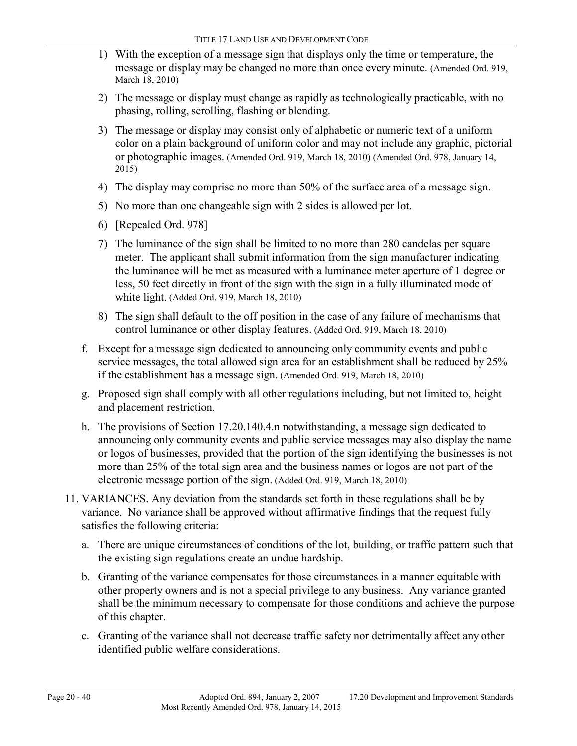1) With the exception of a message sign that displays only the time or temperature, the message or display may be changed no more than once every minute. (Amended Ord. 919, March 18, 2010)

2) The message or display must change as rapidly as technologically practicable, with no phasing, rolling, scrolling, flashing or blending.

3) The message or display may consist only of alphabetic or numeric text of a uniform color on a plain background of uniform color and may not include any graphic, pictorial or photographic images. (Amended Ord. 919, March 18, 2010) (Amended Ord. 978, January 14, 2015)

4) The display may comprise no more than 50% of the surface area of a message sign.

5) No more than one changeable sign with 2 sides is allowed per lot.

6) [Repealed Ord. 978]

7) The luminance of the sign shall be limited to no more than 280 candelas per square meter. The applicant shall submit information from the sign manufacturer indicating the luminance will be met as measured with a luminance meter aperture of 1 degree or less, 50 feet directly in front of the sign with the sign in a fully illuminated mode of white light. (Added Ord. 919, March 18, 2010)

8) The sign shall default to the off position in the case of any failure of mechanisms that control luminance or other display features. (Added Ord. 919, March 18, 2010)

f. Except for a message sign dedicated to announcing only community events and public service messages, the total allowed sign area for an establishment shall be reduced by 25% if the establishment has a message sign. (Amended Ord. 919, March 18, 2010)

g. Proposed sign shall comply with all other regulations including, but not limited to, height and placement restriction.

h. The provisions of Section 17.20.140.4.n notwithstanding, a message sign dedicated to announcing only community events and public service messages may also display the name or logos of businesses, provided that the portion of the sign identifying the businesses is not more than 25% of the total sign area and the business names or logos are not part of the electronic message portion of the sign. (Added Ord. 919, March 18, 2010)

11. VARIANCES. Any deviation from the standards set forth in these regulations shall be by variance. No variance shall be approved without affirmative findings that the request fully satisfies the following criteria:

a. There are unique circumstances of conditions of the lot, building, or traffic pattern such that the existing sign regulations create an undue hardship.

b. Granting of the variance compensates for those circumstances in a manner equitable with other property owners and is not a special privilege to any business. Any variance granted shall be the minimum necessary to compensate for those conditions and achieve the purpose of this chapter.

c. Granting of the variance shall not decrease traffic safety nor detrimentally affect any other identified public welfare considerations.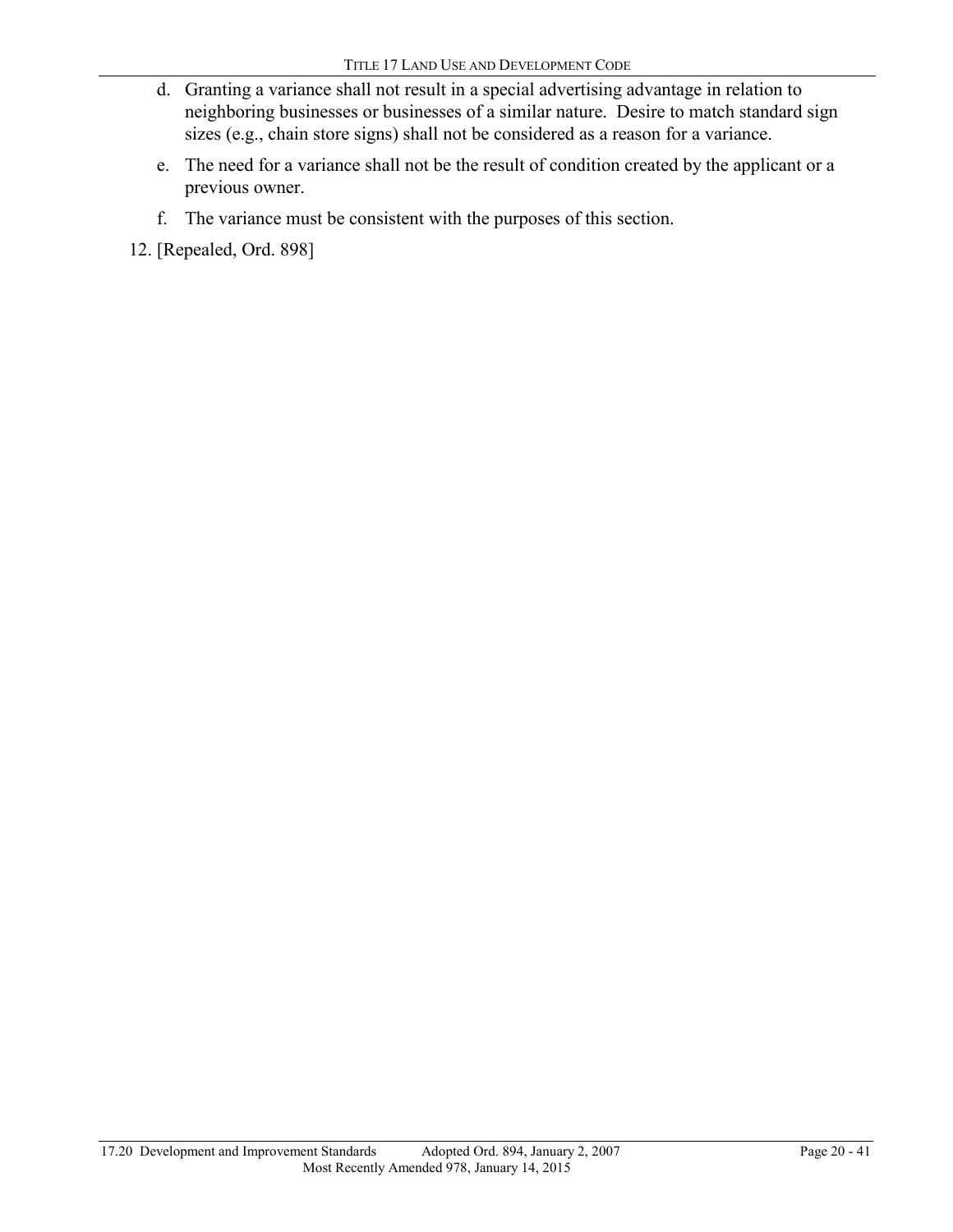d. Granting a variance shall not result in a special advertising advantage in relation to neighboring businesses or businesses of a similar nature. Desire to match standard sign sizes (e.g., chain store signs) shall not be considered as a reason for a variance.

e. The need for a variance shall not be the result of condition created by the applicant or a previous owner.

f. The variance must be consistent with the purposes of this section.

12. [Repealed, Ord. 898]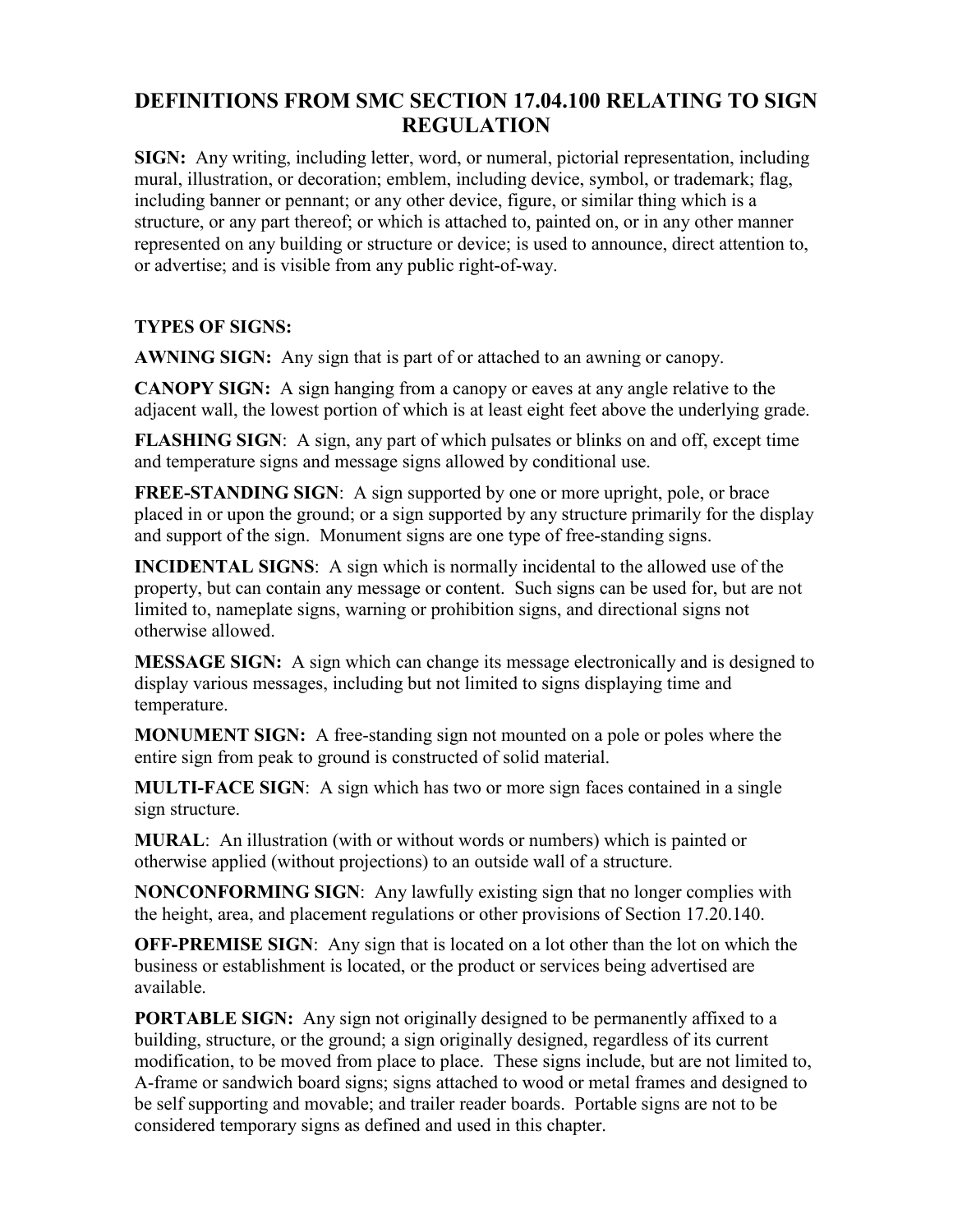# DEFINITIONS FROM SMC SECTION 17.04.100 RELATING TO SIGN REGULATION

**SIGN:** Any writing, including letter, word, or numeral, pictorial representation, including mural, illustration, or decoration; emblem, including device, symbol, or trademark; flag, including banner or pennant; or any other device, figure, or similar thing which is a structure, or any part thereof; or which is attached to, painted on, or in any other manner represented on any building or structure or device; is used to announce, direct attention to, or advertise; and is visible from any public right-of-way.

**TYPES OF SIGNS:**

**AWNING SIGN:** Any sign that is part of or attached to an awning or canopy.

**CANOPY SIGN:** A sign hanging from a canopy or eaves at any angle relative to the adjacent wall, the lowest portion of which is at least eight feet above the underlying grade.

**FLASHING SIGN**: A sign, any part of which pulsates or blinks on and off, except time and temperature signs and message signs allowed by conditional use.

**FREE-STANDING SIGN**: A sign supported by one or more upright, pole, or brace placed in or upon the ground; or a sign supported by any structure primarily for the display and support of the sign. Monument signs are one type of free-standing signs.

**INCIDENTAL SIGNS**: A sign which is normally incidental to the allowed use of the property, but can contain any message or content. Such signs can be used for, but are not limited to, nameplate signs, warning or prohibition signs, and directional signs not otherwise allowed.

**MESSAGE SIGN:** A sign which can change its message electronically and is designed to display various messages, including but not limited to signs displaying time and temperature.

**MONUMENT SIGN:** A free-standing sign not mounted on a pole or poles where the entire sign from peak to ground is constructed of solid material.

**MULTI-FACE SIGN**: A sign which has two or more sign faces contained in a single sign structure.

**MURAL**: An illustration (with or without words or numbers) which is painted or otherwise applied (without projections) to an outside wall of a structure.

**NONCONFORMING SIGN**: Any lawfully existing sign that no longer complies with the height, area, and placement regulations or other provisions of Section 17.20.140.

**OFF-PREMISE SIGN**: Any sign that is located on a lot other than the lot on which the business or establishment is located, or the product or services being advertised are available.

**PORTABLE SIGN:** Any sign not originally designed to be permanently affixed to a building, structure, or the ground; a sign originally designed, regardless of its current modification, to be moved from place to place. These signs include, but are not limited to, A-frame or sandwich board signs; signs attached to wood or metal frames and designed to be self supporting and movable; and trailer reader boards. Portable signs are not to be considered temporary signs as defined and used in this chapter.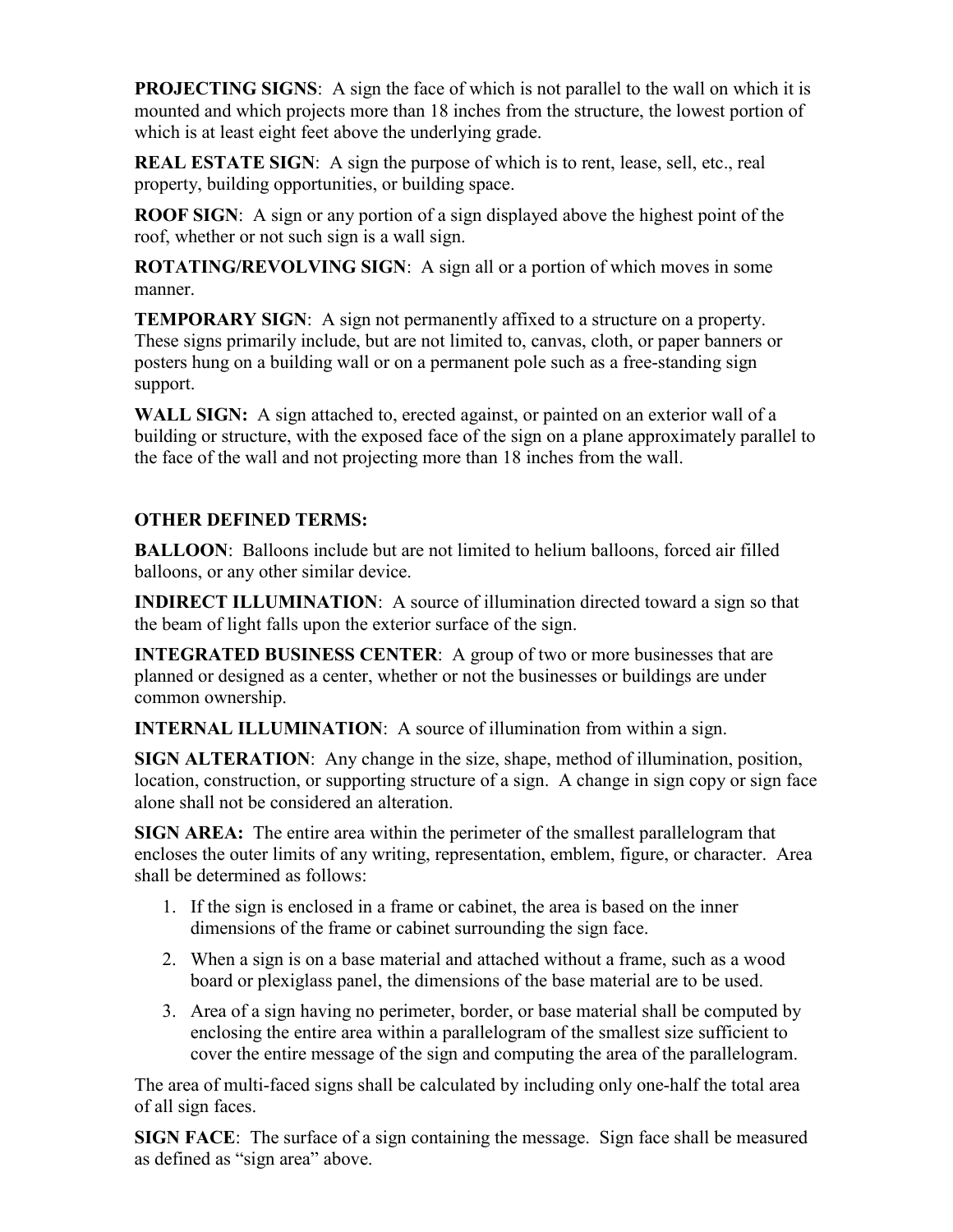**PROJECTING SIGNS**: A sign the face of which is not parallel to the wall on which it is mounted and which projects more than 18 inches from the structure, the lowest portion of which is at least eight feet above the underlying grade.

**REAL ESTATE SIGN**: A sign the purpose of which is to rent, lease, sell, etc., real property, building opportunities, or building space.

**ROOF SIGN**: A sign or any portion of a sign displayed above the highest point of the roof, whether or not such sign is a wall sign.

**ROTATING/REVOLVING SIGN**: A sign all or a portion of which moves in some manner.

**TEMPORARY SIGN**: A sign not permanently affixed to a structure on a property. These signs primarily include, but are not limited to, canvas, cloth, or paper banners or posters hung on a building wall or on a permanent pole such as a free-standing sign support.

**WALL SIGN:** A sign attached to, erected against, or painted on an exterior wall of a building or structure, with the exposed face of the sign on a plane approximately parallel to the face of the wall and not projecting more than 18 inches from the wall.

**OTHER DEFINED TERMS:**

**BALLOON**: Balloons include but are not limited to helium balloons, forced air filled balloons, or any other similar device.

**INDIRECT ILLUMINATION**: A source of illumination directed toward a sign so that the beam of light falls upon the exterior surface of the sign.

**INTEGRATED BUSINESS CENTER**: A group of two or more businesses that are planned or designed as a center, whether or not the businesses or buildings are under common ownership.

**INTERNAL ILLUMINATION**: A source of illumination from within a sign.

**SIGN ALTERATION**: Any change in the size, shape, method of illumination, position, location, construction, or supporting structure of a sign. A change in sign copy or sign face alone shall not be considered an alteration.

**SIGN AREA:** The entire area within the perimeter of the smallest parallelogram that encloses the outer limits of any writing, representation, emblem, figure, or character. Area shall be determined as follows:

1. If the sign is enclosed in a frame or cabinet, the area is based on the inner dimensions of the frame or cabinet surrounding the sign face.
2. When a sign is on a base material and attached without a frame, such as a wood board or plexiglass panel, the dimensions of the base material are to be used.
3. Area of a sign having no perimeter, border, or base material shall be computed by enclosing the entire area within a parallelogram of the smallest size sufficient to cover the entire message of the sign and computing the area of the parallelogram.

The area of multi-faced signs shall be calculated by including only one-half the total area of all sign faces.

**SIGN FACE**: The surface of a sign containing the message. Sign face shall be measured as defined as "sign area" above.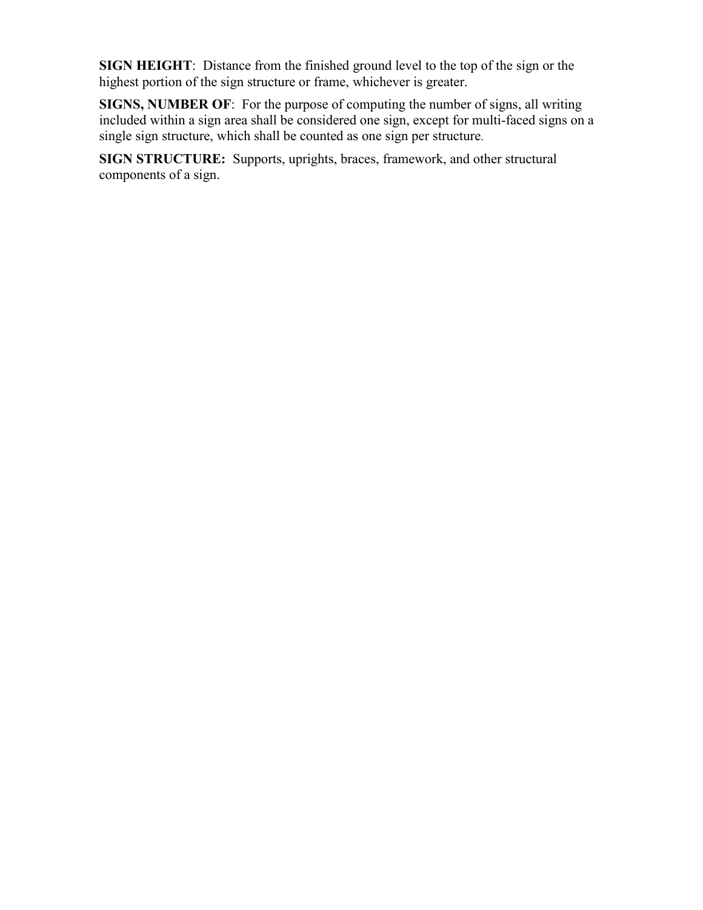**SIGN HEIGHT**: Distance from the finished ground level to the top of the sign or the highest portion of the sign structure or frame, whichever is greater.

**SIGNS, NUMBER OF**: For the purpose of computing the number of signs, all writing included within a sign area shall be considered one sign, except for multi-faced signs on a single sign structure, which shall be counted as one sign per structure.

**SIGN STRUCTURE:** Supports, uprights, braces, framework, and other structural components of a sign.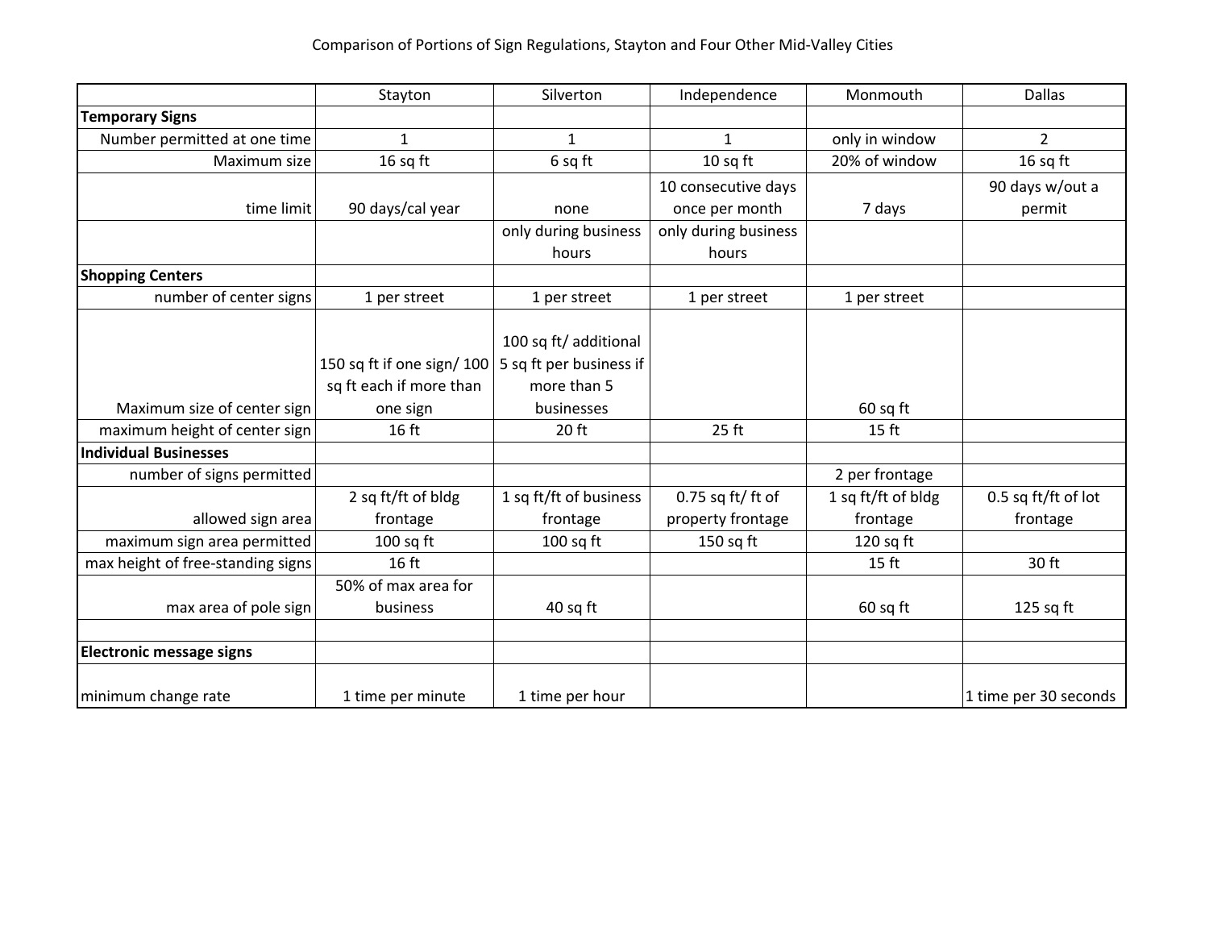Comparison of Portions of Sign Regulations, Stayton and Four Other Mid-Valley Cities

| | Stayton | Silverton | Independence | Monmouth | Dallas |
|---|---|---|---|---|---|
| **Temporary Signs** | | | | | |
| Number permitted at one time | 1 | 1 | 1 | only in window | 2 |
| Maximum size | 16 sq ft | 6 sq ft | 10 sq ft | 20% of window | 16 sq ft |
| time limit | 90 days/cal year | none | 10 consecutive days once per month | 7 days | 90 days w/out a permit |
| | | only during business hours | only during business hours | | |
| **Shopping Centers** | | | | | |
| number of center signs | 1 per street | 1 per street | 1 per street | 1 per street | |
| Maximum size of center sign | 150 sq ft if one sign/ 100 sq ft each if more than one sign | 100 sq ft/ additional 5 sq ft per business if more than 5 businesses | | 60 sq ft | |
| maximum height of center sign | 16 ft | 20 ft | 25 ft | 15 ft | |
| **Individual Businesses** | | | | | |
| number of signs permitted | | | | 2 per frontage | |
| allowed sign area | 2 sq ft/ft of bldg frontage | 1 sq ft/ft of business frontage | 0.75 sq ft/ ft of property frontage | 1 sq ft/ft of bldg frontage | 0.5 sq ft/ft of lot frontage |
| maximum sign area permitted | 100 sq ft | 100 sq ft | 150 sq ft | 120 sq ft | |
| max height of free-standing signs | 16 ft | | | 15 ft | 30 ft |
| max area of pole sign | 50% of max area for business | 40 sq ft | | 60 sq ft | 125 sq ft |
| | | | | | |
| **Electronic message signs** | | | | | |
| minimum change rate | 1 time per minute | 1 time per hour | | | 1 time per 30 seconds |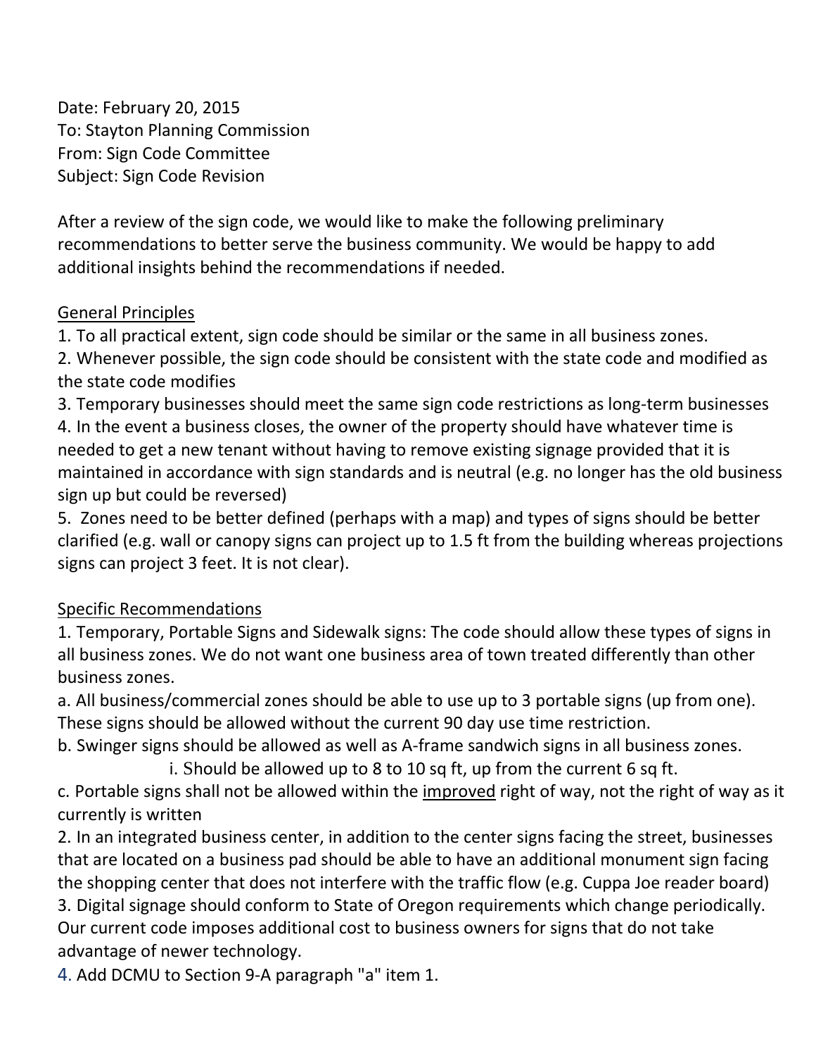Date: February 20, 2015
To: Stayton Planning Commission
From: Sign Code Committee
Subject: Sign Code Revision

After a review of the sign code, we would like to make the following preliminary recommendations to better serve the business community. We would be happy to add additional insights behind the recommendations if needed.

General Principles

1. To all practical extent, sign code should be similar or the same in all business zones.
2. Whenever possible, the sign code should be consistent with the state code and modified as the state code modifies
3. Temporary businesses should meet the same sign code restrictions as long-term businesses
4. In the event a business closes, the owner of the property should have whatever time is needed to get a new tenant without having to remove existing signage provided that it is maintained in accordance with sign standards and is neutral (e.g. no longer has the old business sign up but could be reversed)
5. Zones need to be better defined (perhaps with a map) and types of signs should be better clarified (e.g. wall or canopy signs can project up to 1.5 ft from the building whereas projections signs can project 3 feet. It is not clear).

Specific Recommendations

1. Temporary, Portable Signs and Sidewalk signs: The code should allow these types of signs in all business zones. We do not want one business area of town treated differently than other business zones.
   a. All business/commercial zones should be able to use up to 3 portable signs (up from one). These signs should be allowed without the current 90 day use time restriction.
   b. Swinger signs should be allowed as well as A-frame sandwich signs in all business zones.
      i. Should be allowed up to 8 to 10 sq ft, up from the current 6 sq ft.
   c. Portable signs shall not be allowed within the improved right of way, not the right of way as it currently is written
2. In an integrated business center, in addition to the center signs facing the street, businesses that are located on a business pad should be able to have an additional monument sign facing the shopping center that does not interfere with the traffic flow (e.g. Cuppa Joe reader board)
3. Digital signage should conform to State of Oregon requirements which change periodically. Our current code imposes additional cost to business owners for signs that do not take advantage of newer technology.
4. Add DCMU to Section 9-A paragraph "a" item 1.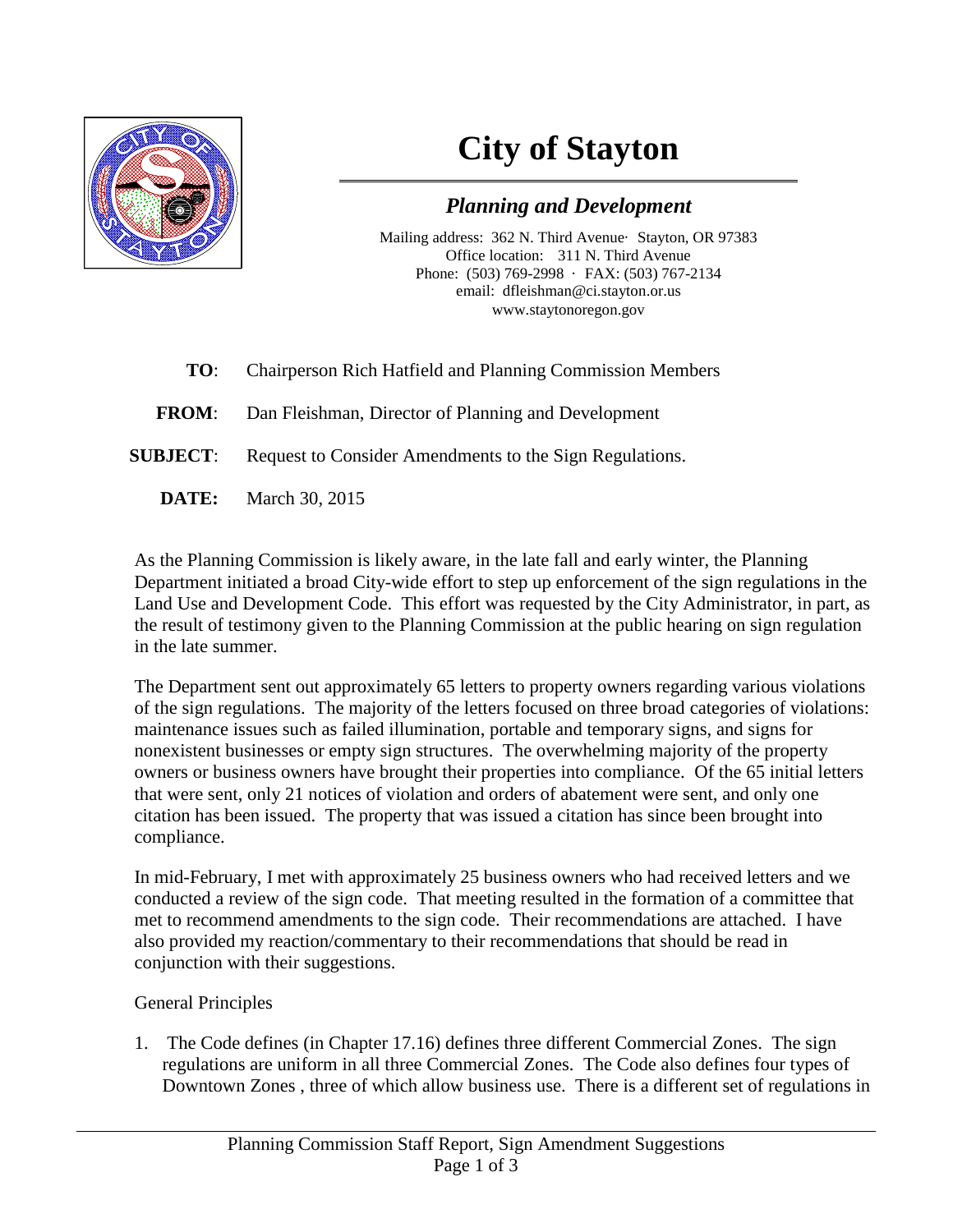# City of Stayton

## *Planning and Development*

Mailing address: 362 N. Third Avenue· Stayton, OR 97383
Office location: 311 N. Third Avenue
Phone: (503) 769-2998 · FAX: (503) 767-2134
email: dfleishman@ci.stayton.or.us
www.staytonoregon.gov

**TO**: Chairperson Rich Hatfield and Planning Commission Members

**FROM**: Dan Fleishman, Director of Planning and Development

**SUBJECT**: Request to Consider Amendments to the Sign Regulations.

**DATE:** March 30, 2015

As the Planning Commission is likely aware, in the late fall and early winter, the Planning Department initiated a broad City-wide effort to step up enforcement of the sign regulations in the Land Use and Development Code. This effort was requested by the City Administrator, in part, as the result of testimony given to the Planning Commission at the public hearing on sign regulation in the late summer.

The Department sent out approximately 65 letters to property owners regarding various violations of the sign regulations. The majority of the letters focused on three broad categories of violations: maintenance issues such as failed illumination, portable and temporary signs, and signs for nonexistent businesses or empty sign structures. The overwhelming majority of the property owners or business owners have brought their properties into compliance. Of the 65 initial letters that were sent, only 21 notices of violation and orders of abatement were sent, and only one citation has been issued. The property that was issued a citation has since been brought into compliance.

In mid-February, I met with approximately 25 business owners who had received letters and we conducted a review of the sign code. That meeting resulted in the formation of a committee that met to recommend amendments to the sign code. Their recommendations are attached. I have also provided my reaction/commentary to their recommendations that should be read in conjunction with their suggestions.

General Principles

1. The Code defines (in Chapter 17.16) defines three different Commercial Zones. The sign regulations are uniform in all three Commercial Zones. The Code also defines four types of Downtown Zones , three of which allow business use. There is a different set of regulations in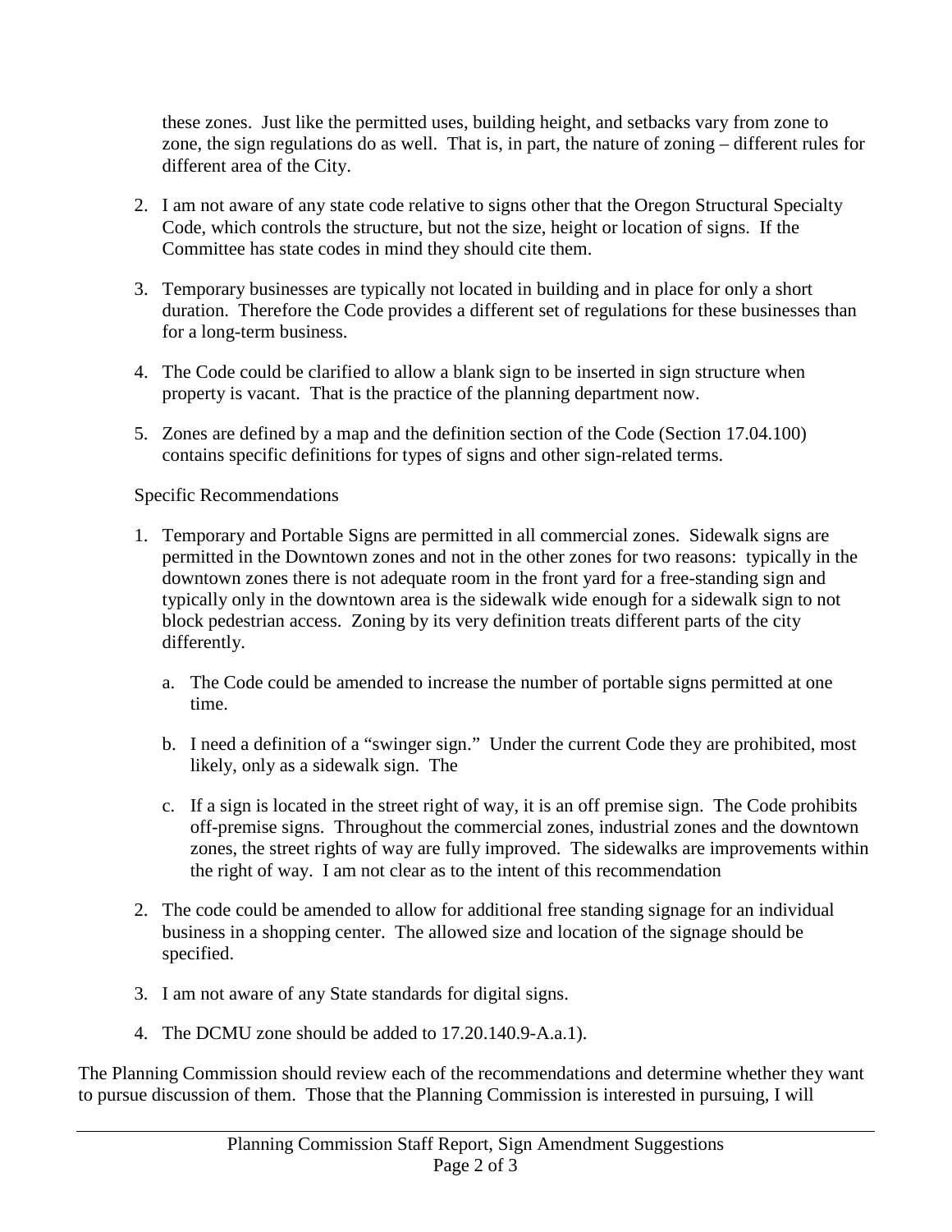these zones. Just like the permitted uses, building height, and setbacks vary from zone to zone, the sign regulations do as well. That is, in part, the nature of zoning – different rules for different area of the City.

2. I am not aware of any state code relative to signs other that the Oregon Structural Specialty Code, which controls the structure, but not the size, height or location of signs. If the Committee has state codes in mind they should cite them.

3. Temporary businesses are typically not located in building and in place for only a short duration. Therefore the Code provides a different set of regulations for these businesses than for a long-term business.

4. The Code could be clarified to allow a blank sign to be inserted in sign structure when property is vacant. That is the practice of the planning department now.

5. Zones are defined by a map and the definition section of the Code (Section 17.04.100) contains specific definitions for types of signs and other sign-related terms.

Specific Recommendations

1. Temporary and Portable Signs are permitted in all commercial zones. Sidewalk signs are permitted in the Downtown zones and not in the other zones for two reasons: typically in the downtown zones there is not adequate room in the front yard for a free-standing sign and typically only in the downtown area is the sidewalk wide enough for a sidewalk sign to not block pedestrian access. Zoning by its very definition treats different parts of the city differently.

   a. The Code could be amended to increase the number of portable signs permitted at one time.

   b. I need a definition of a "swinger sign." Under the current Code they are prohibited, most likely, only as a sidewalk sign. The

   c. If a sign is located in the street right of way, it is an off premise sign. The Code prohibits off-premise signs. Throughout the commercial zones, industrial zones and the downtown zones, the street rights of way are fully improved. The sidewalks are improvements within the right of way. I am not clear as to the intent of this recommendation

2. The code could be amended to allow for additional free standing signage for an individual business in a shopping center. The allowed size and location of the signage should be specified.

3. I am not aware of any State standards for digital signs.

4. The DCMU zone should be added to 17.20.140.9-A.a.1).

The Planning Commission should review each of the recommendations and determine whether they want to pursue discussion of them. Those that the Planning Commission is interested in pursuing, I will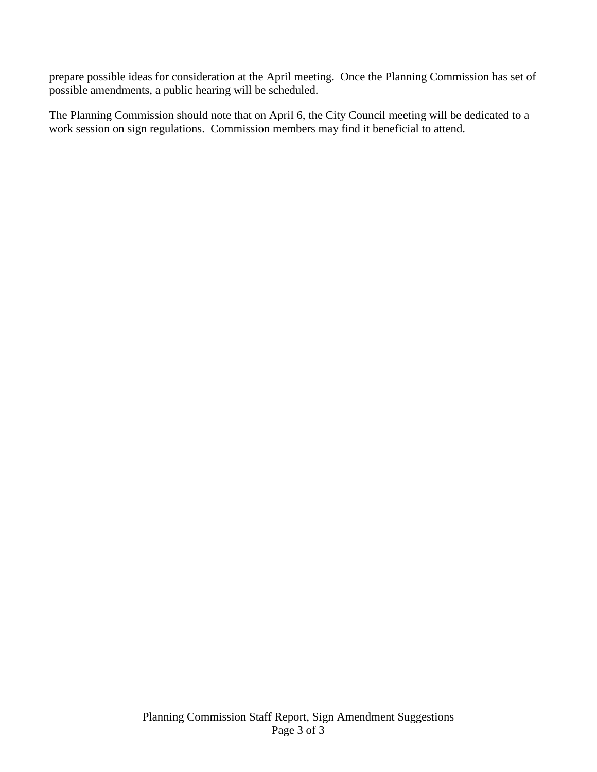prepare possible ideas for consideration at the April meeting. Once the Planning Commission has set of possible amendments, a public hearing will be scheduled.

The Planning Commission should note that on April 6, the City Council meeting will be dedicated to a work session on sign regulations. Commission members may find it beneficial to attend.